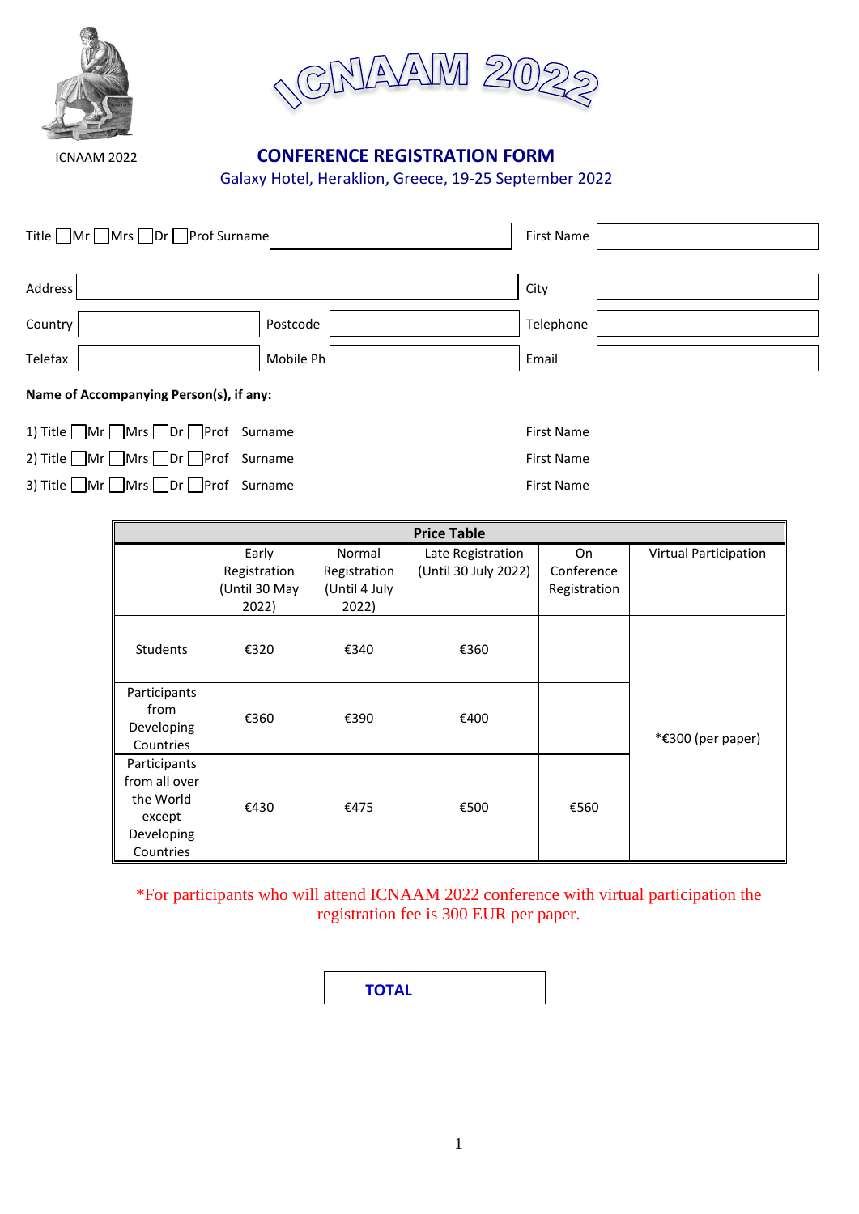ICNAAM 2022

# ICNAAM 2022

## CONFERENCE REGISTRATION FORM

Galaxy Hotel, Heraklion, Greece, 19-25 September 2022

Title ☐Mr ☐Mrs ☐Dr ☐Prof Surname ____________ First Name ____________

Address ____________ City ____________

Country ____________ Postcode ____________ Telephone ____________

Telefax ____________ Mobile Ph ____________ Email ____________

**Name of Accompanying Person(s), if any:**

1) Title ☐Mr ☐Mrs ☐Dr ☐Prof Surname First Name

2) Title ☐Mr ☐Mrs ☐Dr ☐Prof Surname First Name

3) Title ☐Mr ☐Mrs ☐Dr ☐Prof Surname First Name

**Price Table**

| | Early Registration (Until 30 May 2022) | Normal Registration (Until 4 July 2022) | Late Registration (Until 30 July 2022) | On Conference Registration | Virtual Participation |
|---|---|---|---|---|---|
| Students | €320 | €340 | €360 | | *€300 (per paper) |
| Participants from Developing Countries | €360 | €390 | €400 | | |
| Participants from all over the World except Developing Countries | €430 | €475 | €500 | €560 | |

*For participants who will attend ICNAAM 2022 conference with virtual participation the registration fee is 300 EUR per paper.

**TOTAL**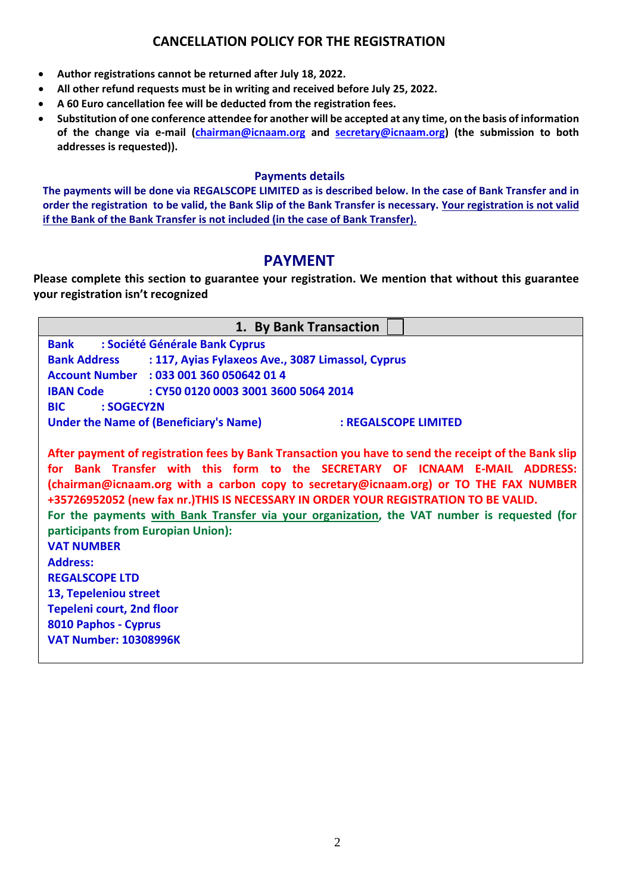## CANCELLATION POLICY FOR THE REGISTRATION

- **Author registrations cannot be returned after July 18, 2022.**
- **All other refund requests must be in writing and received before July 25, 2022.**
- **A 60 Euro cancellation fee will be deducted from the registration fees.**
- **Substitution of one conference attendee for another will be accepted at any time, on the basis of information of the change via e-mail (chairman@icnaam.org and secretary@icnaam.org) (the submission to both addresses is requested)).**

### Payments details

**The payments will be done via REGALSCOPE LIMITED as is described below. In the case of Bank Transfer and in order the registration to be valid, the Bank Slip of the Bank Transfer is necessary. Your registration is not valid if the Bank of the Bank Transfer is not included (in the case of Bank Transfer).**

## PAYMENT

**Please complete this section to guarantee your registration. We mention that without this guarantee your registration isn't recognized**

### 1. By Bank Transaction ☐

**Bank** : **Société Générale Bank Cyprus**
**Bank Address** : **117, Ayias Fylaxeos Ave., 3087 Limassol, Cyprus**
**Account Number** : **033 001 360 050642 01 4**
**IBAN Code** : **CY50 0120 0003 3001 3600 5064 2014**
**BIC** : **SOGECY2N**
**Under the Name of (Beneficiary's Name)** : **REGALSCOPE LIMITED**

**After payment of registration fees by Bank Transaction you have to send the receipt of the Bank slip for Bank Transfer with this form to the SECRETARY OF ICNAAM E-MAIL ADDRESS: (chairman@icnaam.org with a carbon copy to secretary@icnaam.org) or TO THE FAX NUMBER +35726952052 (new fax nr.)THIS IS NECESSARY IN ORDER YOUR REGISTRATION TO BE VALID.**

**For the payments with Bank Transfer via your organization, the VAT number is requested (for participants from Europian Union):**

**VAT NUMBER**
**Address:**
**REGALSCOPE LTD**
**13, Tepeleniou street**
**Tepeleni court, 2nd floor**
**8010 Paphos - Cyprus**
**VAT Number: 10308996K**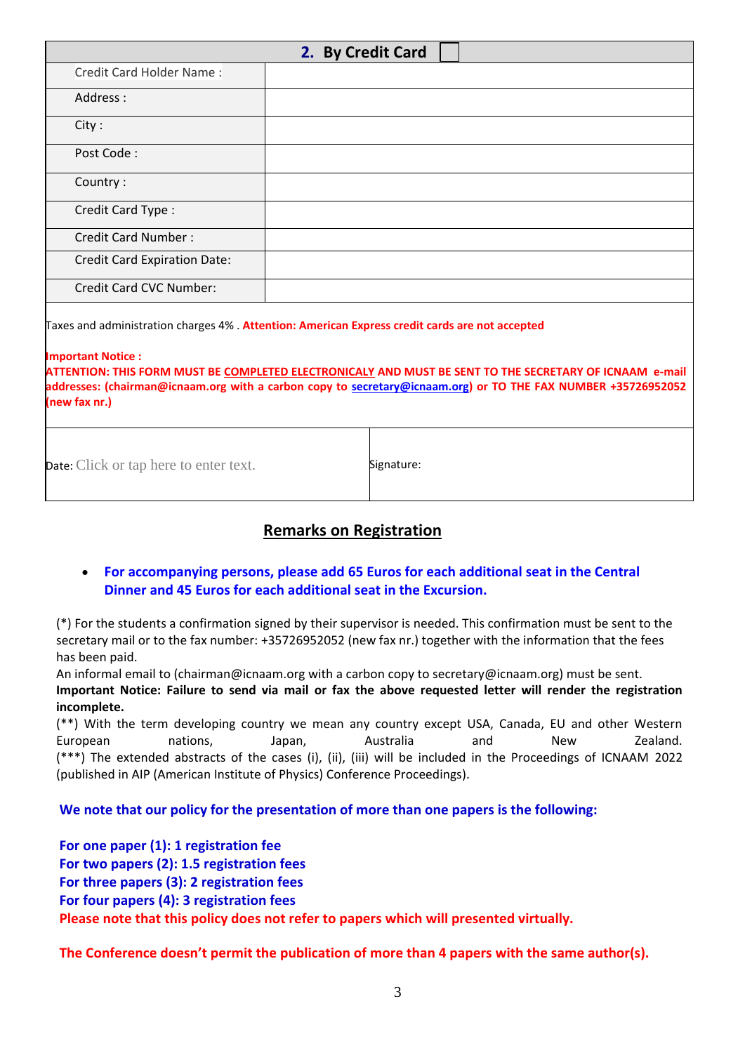| **2. By Credit Card** ☐ | |
|---|---|
| Credit Card Holder Name : | |
| Address : | |
| City : | |
| Post Code : | |
| Country : | |
| Credit Card Type : | |
| Credit Card Number : | |
| Credit Card Expiration Date: | |
| Credit Card CVC Number: | |

Taxes and administration charges 4% . **Attention: American Express credit cards are not accepted**

**Important Notice :**
**ATTENTION: THIS FORM MUST BE COMPLETED ELECTRONICALY AND MUST BE SENT TO THE SECRETARY OF ICNAAM e-mail addresses: (chairman@icnaam.org with a carbon copy to secretary@icnaam.org) or TO THE FAX NUMBER +35726952052 (new fax nr.)**

| Date: Click or tap here to enter text. | Signature: |
|---|---|

## Remarks on Registration

- **For accompanying persons, please add 65 Euros for each additional seat in the Central Dinner and 45 Euros for each additional seat in the Excursion.**

(*) For the students a confirmation signed by their supervisor is needed. This confirmation must be sent to the secretary mail or to the fax number: +35726952052 (new fax nr.) together with the information that the fees has been paid.
An informal email to (chairman@icnaam.org with a carbon copy to secretary@icnaam.org) must be sent.
**Important Notice: Failure to send via mail or fax the above requested letter will render the registration incomplete.**
(**) With the term developing country we mean any country except USA, Canada, EU and other Western European nations, Japan, Australia and New Zealand.
(***) The extended abstracts of the cases (i), (ii), (iii) will be included in the Proceedings of ICNAAM 2022 (published in AIP (American Institute of Physics) Conference Proceedings).

**We note that our policy for the presentation of more than one papers is the following:**

**For one paper (1): 1 registration fee**
**For two papers (2): 1.5 registration fees**
**For three papers (3): 2 registration fees**
**For four papers (4): 3 registration fees**
**Please note that this policy does not refer to papers which will presented virtually.**

**The Conference doesn't permit the publication of more than 4 papers with the same author(s).**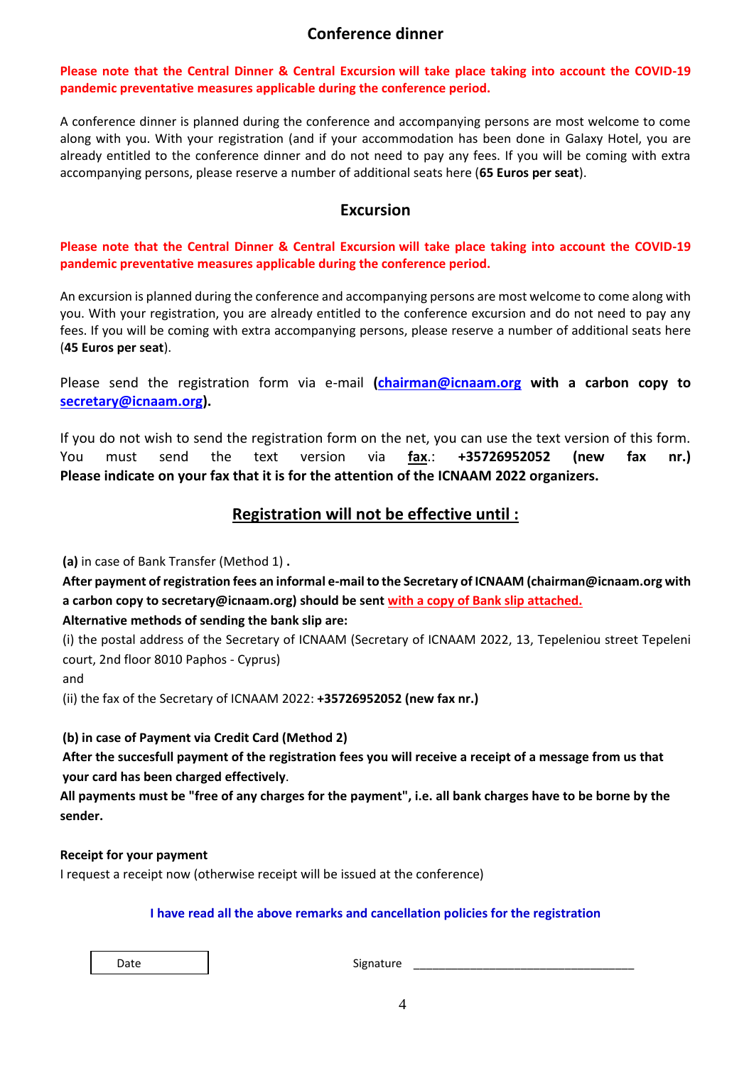## Conference dinner

**Please note that the Central Dinner & Central Excursion will take place taking into account the COVID-19 pandemic preventative measures applicable during the conference period.**

A conference dinner is planned during the conference and accompanying persons are most welcome to come along with you. With your registration (and if your accommodation has been done in Galaxy Hotel, you are already entitled to the conference dinner and do not need to pay any fees. If you will be coming with extra accompanying persons, please reserve a number of additional seats here (**65 Euros per seat**).

## Excursion

**Please note that the Central Dinner & Central Excursion will take place taking into account the COVID-19 pandemic preventative measures applicable during the conference period.**

An excursion is planned during the conference and accompanying persons are most welcome to come along with you. With your registration, you are already entitled to the conference excursion and do not need to pay any fees. If you will be coming with extra accompanying persons, please reserve a number of additional seats here (**45 Euros per seat**).

Please send the registration form via e-mail **(chairman@icnaam.org with a carbon copy to secretary@icnaam.org).**

If you do not wish to send the registration form on the net, you can use the text version of this form. You must send the text version via **fax**.: **+35726952052 (new fax nr.) Please indicate on your fax that it is for the attention of the ICNAAM 2022 organizers.**

## Registration will not be effective until :

**(a)** in case of Bank Transfer (Method 1) **.**

**After payment of registration fees an informal e-mail to the Secretary of ICNAAM (chairman@icnaam.org with a carbon copy to secretary@icnaam.org) should be sent with a copy of Bank slip attached.**

**Alternative methods of sending the bank slip are:**

(i) the postal address of the Secretary of ICNAAM (Secretary of ICNAAM 2022, 13, Tepeleniou street Tepeleni court, 2nd floor 8010 Paphos - Cyprus)

and

(ii) the fax of the Secretary of ICNAAM 2022: **+35726952052 (new fax nr.)**

**(b) in case of Payment via Credit Card (Method 2)**

**After the succesfull payment of the registration fees you will receive a receipt of a message from us that your card has been charged effectively**.

**All payments must be "free of any charges for the payment", i.e. all bank charges have to be borne by the sender.**

**Receipt for your payment**

I request a receipt now (otherwise receipt will be issued at the conference)

**I have read all the above remarks and cancellation policies for the registration**

Date

Signature ________________________________